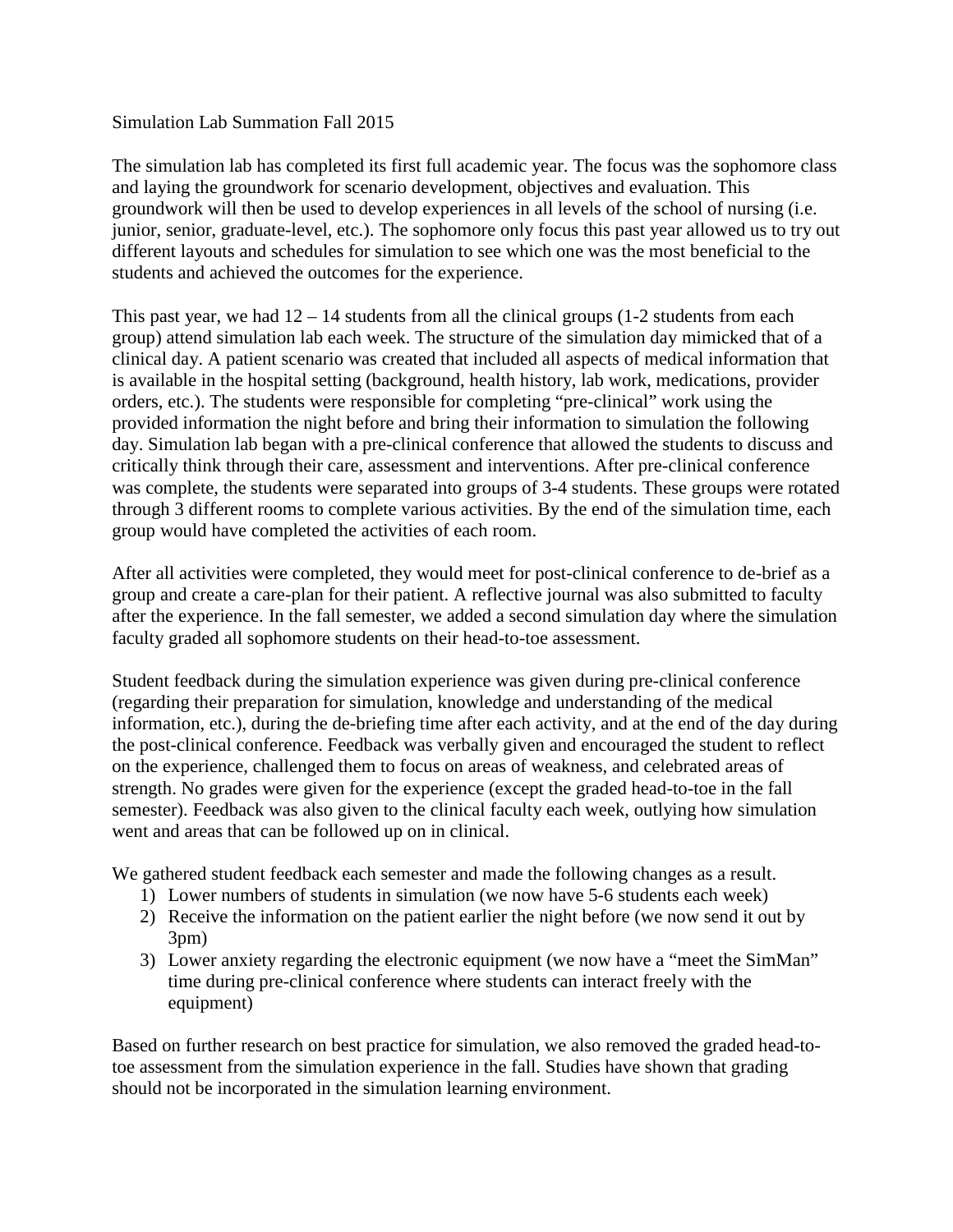Simulation Lab Summation Fall 2015

The simulation lab has completed its first full academic year. The focus was the sophomore class and laying the groundwork for scenario development, objectives and evaluation. This groundwork will then be used to develop experiences in all levels of the school of nursing (i.e. junior, senior, graduate-level, etc.). The sophomore only focus this past year allowed us to try out different layouts and schedules for simulation to see which one was the most beneficial to the students and achieved the outcomes for the experience.

This past year, we had 12 – 14 students from all the clinical groups (1-2 students from each group) attend simulation lab each week. The structure of the simulation day mimicked that of a clinical day. A patient scenario was created that included all aspects of medical information that is available in the hospital setting (background, health history, lab work, medications, provider orders, etc.). The students were responsible for completing "pre-clinical" work using the provided information the night before and bring their information to simulation the following day. Simulation lab began with a pre-clinical conference that allowed the students to discuss and critically think through their care, assessment and interventions. After pre-clinical conference was complete, the students were separated into groups of 3-4 students. These groups were rotated through 3 different rooms to complete various activities. By the end of the simulation time, each group would have completed the activities of each room.

After all activities were completed, they would meet for post-clinical conference to de-brief as a group and create a care-plan for their patient. A reflective journal was also submitted to faculty after the experience. In the fall semester, we added a second simulation day where the simulation faculty graded all sophomore students on their head-to-toe assessment.

Student feedback during the simulation experience was given during pre-clinical conference (regarding their preparation for simulation, knowledge and understanding of the medical information, etc.), during the de-briefing time after each activity, and at the end of the day during the post-clinical conference. Feedback was verbally given and encouraged the student to reflect on the experience, challenged them to focus on areas of weakness, and celebrated areas of strength. No grades were given for the experience (except the graded head-to-toe in the fall semester). Feedback was also given to the clinical faculty each week, outlying how simulation went and areas that can be followed up on in clinical.

We gathered student feedback each semester and made the following changes as a result.

1) Lower numbers of students in simulation (we now have 5-6 students each week)
2) Receive the information on the patient earlier the night before (we now send it out by 3pm)
3) Lower anxiety regarding the electronic equipment (we now have a "meet the SimMan" time during pre-clinical conference where students can interact freely with the equipment)

Based on further research on best practice for simulation, we also removed the graded head-to-toe assessment from the simulation experience in the fall. Studies have shown that grading should not be incorporated in the simulation learning environment.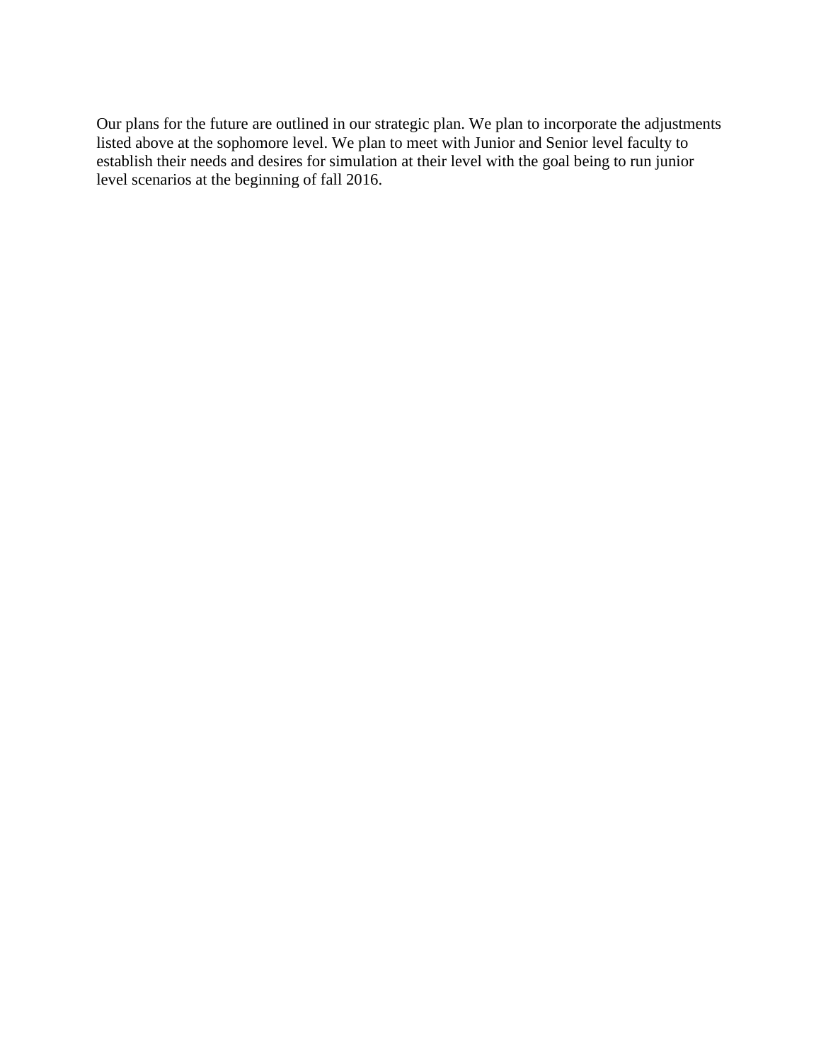Our plans for the future are outlined in our strategic plan. We plan to incorporate the adjustments listed above at the sophomore level. We plan to meet with Junior and Senior level faculty to establish their needs and desires for simulation at their level with the goal being to run junior level scenarios at the beginning of fall 2016.